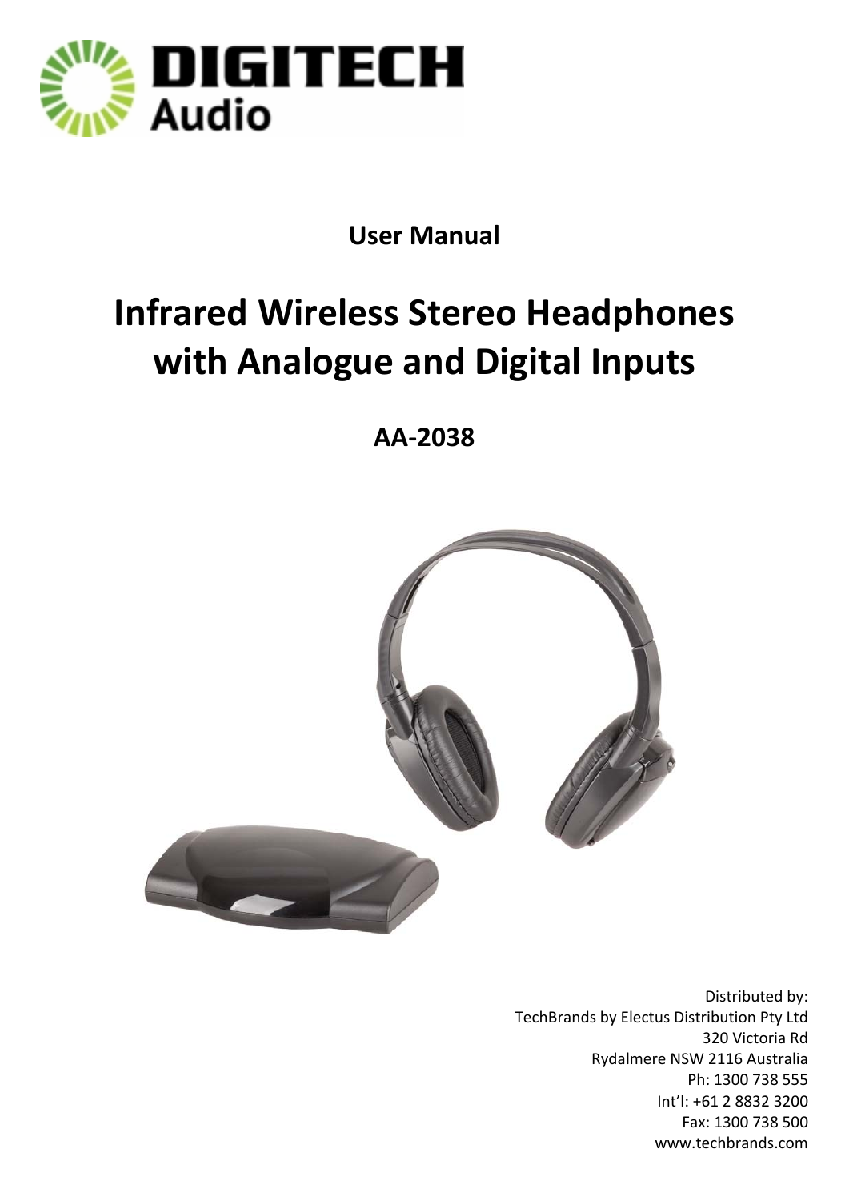# DIGITECH Audio

**User Manual**

# Infrared Wireless Stereo Headphones with Analogue and Digital Inputs

**AA-2038**

Distributed by:
TechBrands by Electus Distribution Pty Ltd
320 Victoria Rd
Rydalmere NSW 2116 Australia
Ph: 1300 738 555
Int'l: +61 2 8832 3200
Fax: 1300 738 500
www.techbrands.com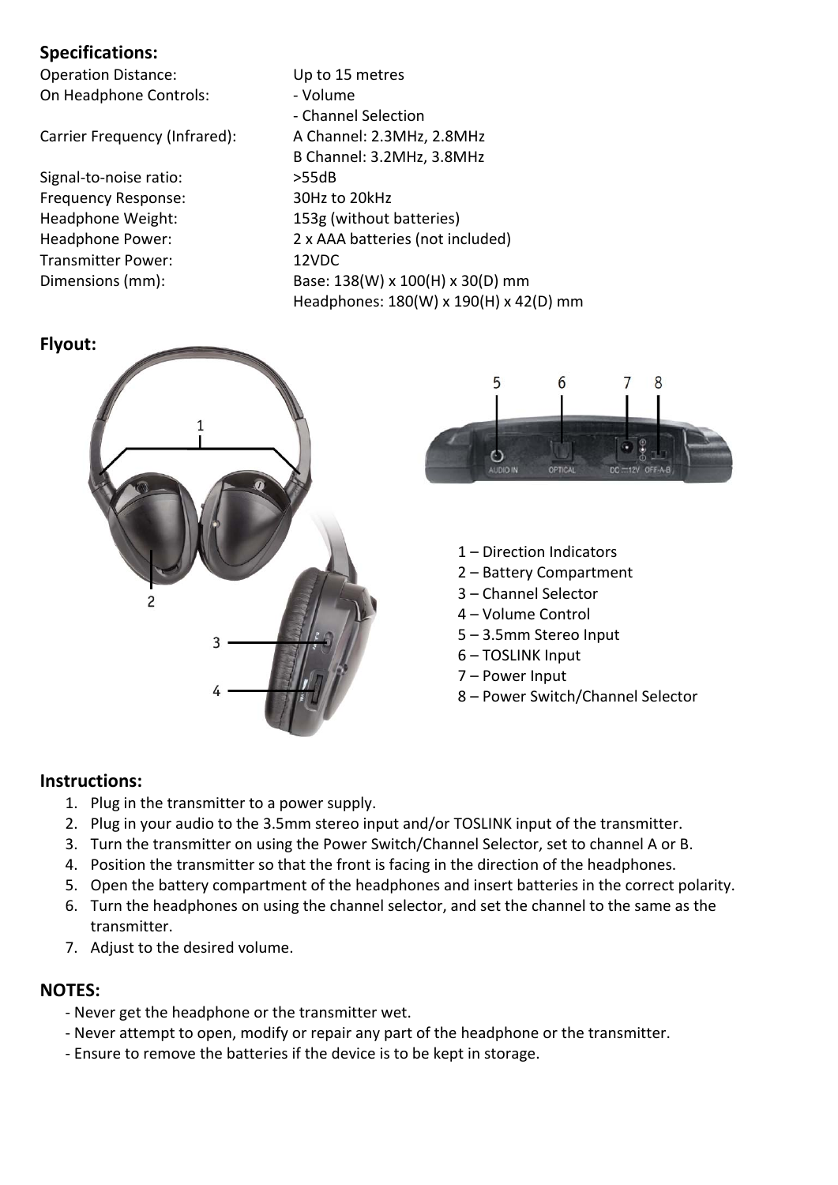**Specifications:**

| | |
|---|---|
| Operation Distance: | Up to 15 metres |
| On Headphone Controls: | - Volume<br>- Channel Selection |
| Carrier Frequency (Infrared): | A Channel: 2.3MHz, 2.8MHz<br>B Channel: 3.2MHz, 3.8MHz |
| Signal-to-noise ratio: | >55dB |
| Frequency Response: | 30Hz to 20kHz |
| Headphone Weight: | 153g (without batteries) |
| Headphone Power: | 2 x AAA batteries (not included) |
| Transmitter Power: | 12VDC |
| Dimensions (mm): | Base: 138(W) x 100(H) x 30(D) mm<br>Headphones: 180(W) x 190(H) x 42(D) mm |

**Flyout:**

1 – Direction Indicators
2 – Battery Compartment
3 – Channel Selector
4 – Volume Control
5 – 3.5mm Stereo Input
6 – TOSLINK Input
7 – Power Input
8 – Power Switch/Channel Selector

**Instructions:**

1. Plug in the transmitter to a power supply.
2. Plug in your audio to the 3.5mm stereo input and/or TOSLINK input of the transmitter.
3. Turn the transmitter on using the Power Switch/Channel Selector, set to channel A or B.
4. Position the transmitter so that the front is facing in the direction of the headphones.
5. Open the battery compartment of the headphones and insert batteries in the correct polarity.
6. Turn the headphones on using the channel selector, and set the channel to the same as the transmitter.
7. Adjust to the desired volume.

**NOTES:**

- Never get the headphone or the transmitter wet.
- Never attempt to open, modify or repair any part of the headphone or the transmitter.
- Ensure to remove the batteries if the device is to be kept in storage.